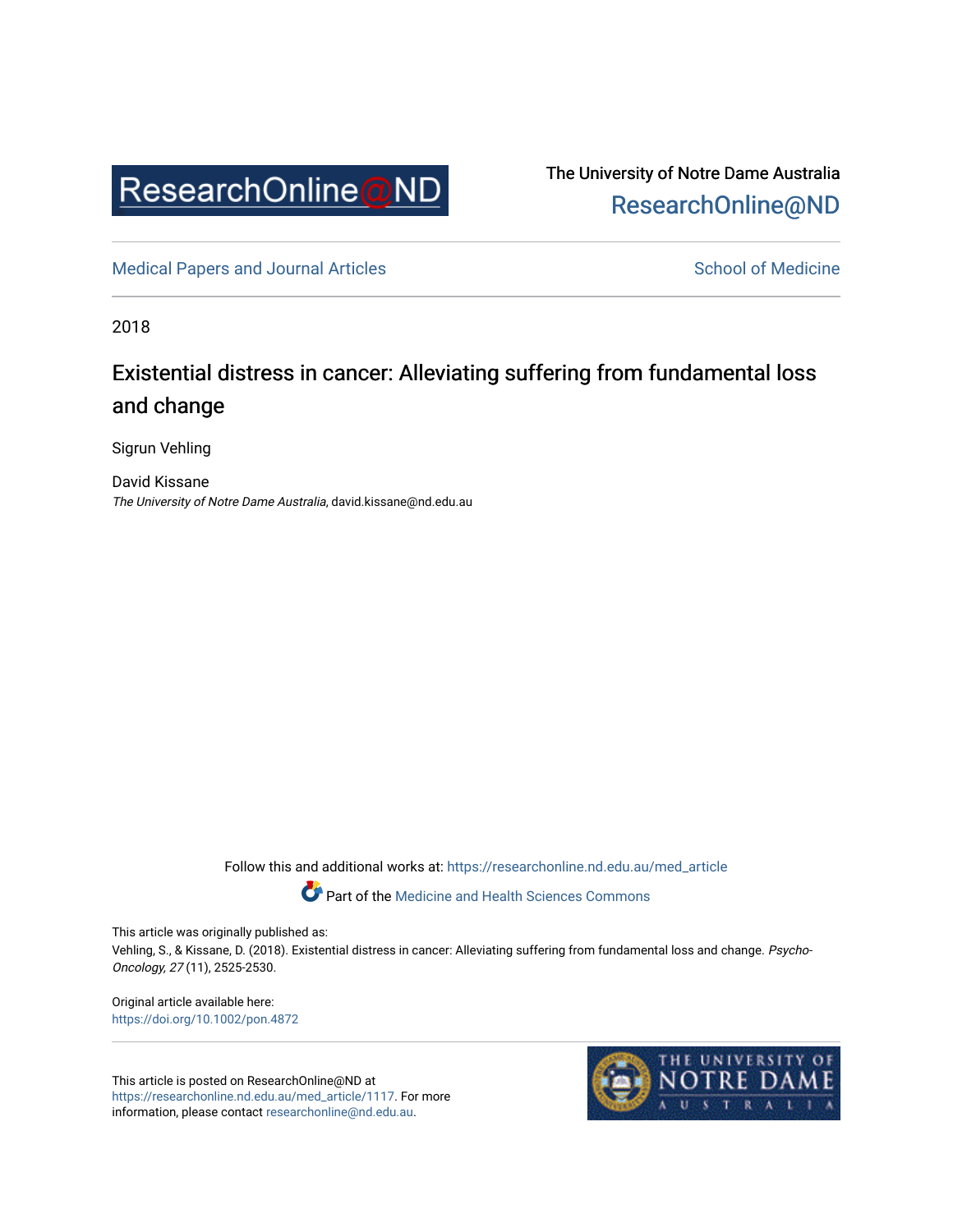ResearchOnline@ND

The University of Notre Dame Australia
ResearchOnline@ND

Medical Papers and Journal Articles

School of Medicine

2018

# Existential distress in cancer: Alleviating suffering from fundamental loss and change

Sigrun Vehling

David Kissane
*The University of Notre Dame Australia*, david.kissane@nd.edu.au

Follow this and additional works at: https://researchonline.nd.edu.au/med_article

Part of the Medicine and Health Sciences Commons

This article was originally published as:
Vehling, S., & Kissane, D. (2018). Existential distress in cancer: Alleviating suffering from fundamental loss and change. *Psycho-Oncology, 27* (11), 2525-2530.

Original article available here:
https://doi.org/10.1002/pon.4872

This article is posted on ResearchOnline@ND at https://researchonline.nd.edu.au/med_article/1117. For more information, please contact researchonline@nd.edu.au.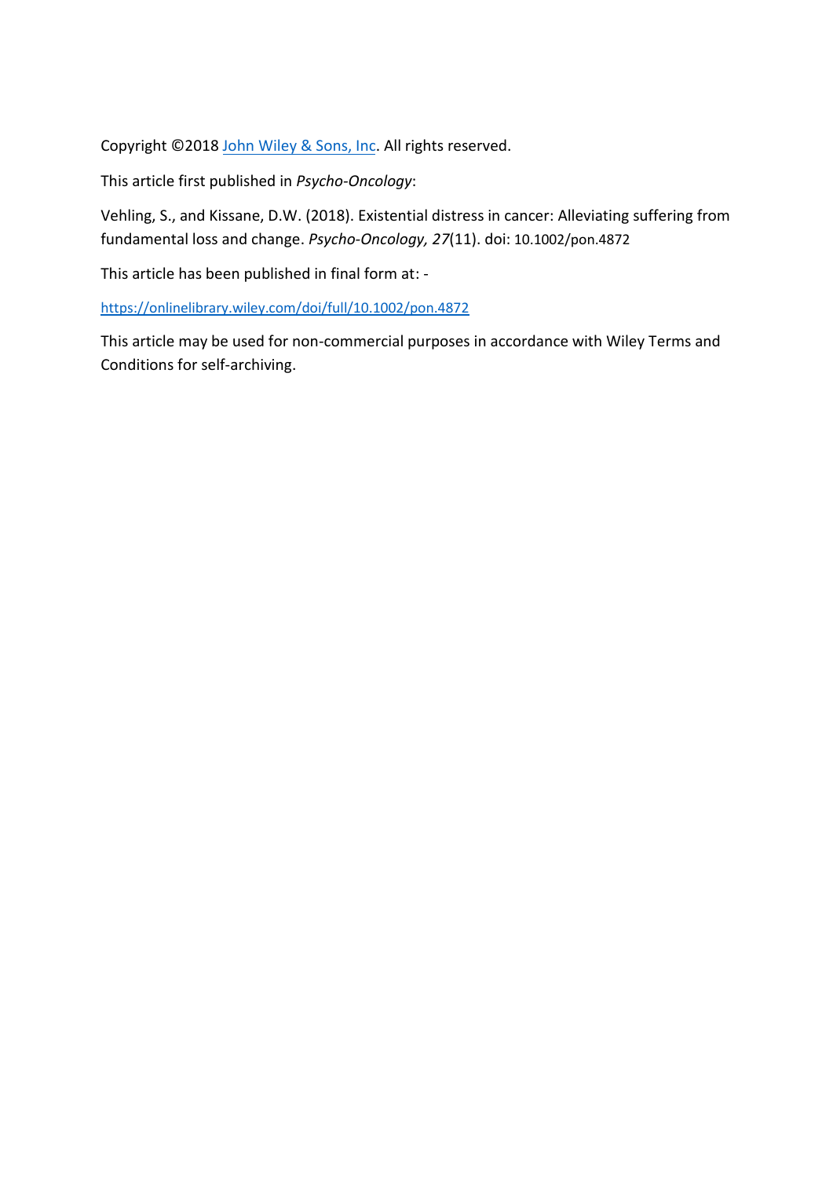Copyright ©2018 [John Wiley & Sons, Inc](https://www.wiley.com). All rights reserved.

This article first published in *Psycho-Oncology*:

Vehling, S., and Kissane, D.W. (2018). Existential distress in cancer: Alleviating suffering from fundamental loss and change. *Psycho-Oncology, 27*(11). doi: 10.1002/pon.4872

This article has been published in final form at: -

[https://onlinelibrary.wiley.com/doi/full/10.1002/pon.4872](https://onlinelibrary.wiley.com/doi/full/10.1002/pon.4872)

This article may be used for non-commercial purposes in accordance with Wiley Terms and Conditions for self-archiving.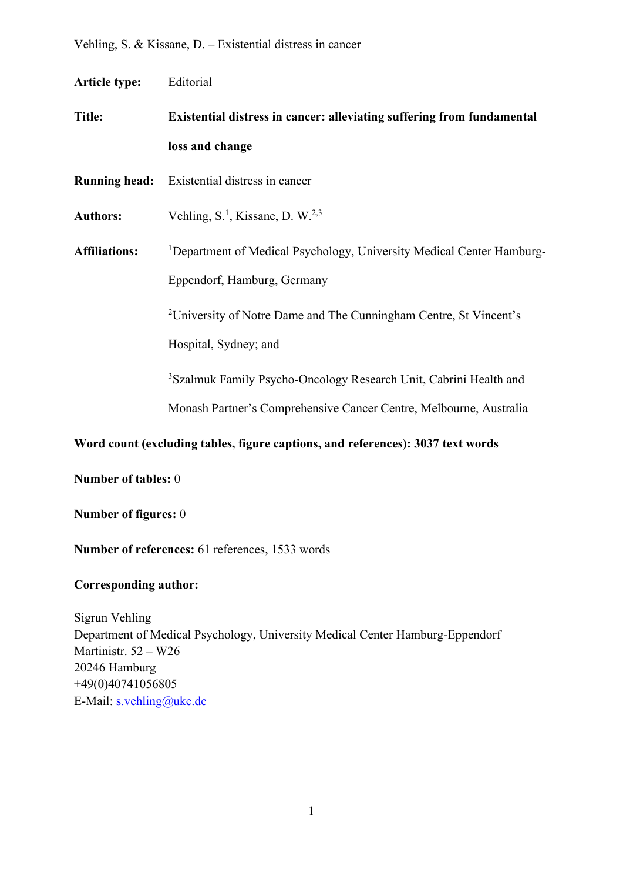**Article type:** Editorial

**Title:** **Existential distress in cancer: alleviating suffering from fundamental loss and change**

**Running head:** Existential distress in cancer

**Authors:** Vehling, S.[1], Kissane, D. W.[2,3]

**Affiliations:** [1]Department of Medical Psychology, University Medical Center Hamburg-Eppendorf, Hamburg, Germany

[2]University of Notre Dame and The Cunningham Centre, St Vincent's Hospital, Sydney; and

[3]Szalmuk Family Psycho-Oncology Research Unit, Cabrini Health and Monash Partner's Comprehensive Cancer Centre, Melbourne, Australia

**Word count (excluding tables, figure captions, and references): 3037 text words**

**Number of tables:** 0

**Number of figures:** 0

**Number of references:** 61 references, 1533 words

**Corresponding author:**

Sigrun Vehling
Department of Medical Psychology, University Medical Center Hamburg-Eppendorf
Martinistr. 52 – W26
20246 Hamburg
+49(0)40741056805
E-Mail: s.vehling@uke.de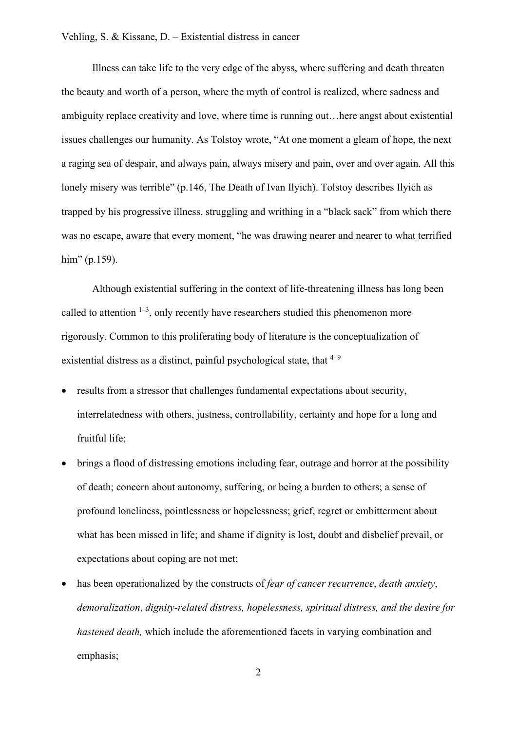Illness can take life to the very edge of the abyss, where suffering and death threaten the beauty and worth of a person, where the myth of control is realized, where sadness and ambiguity replace creativity and love, where time is running out…here angst about existential issues challenges our humanity. As Tolstoy wrote, "At one moment a gleam of hope, the next a raging sea of despair, and always pain, always misery and pain, over and over again. All this lonely misery was terrible" (p.146, The Death of Ivan Ilyich). Tolstoy describes Ilyich as trapped by his progressive illness, struggling and writhing in a "black sack" from which there was no escape, aware that every moment, "he was drawing nearer and nearer to what terrified him" (p.159).

Although existential suffering in the context of life-threatening illness has long been called to attention [1–3], only recently have researchers studied this phenomenon more rigorously. Common to this proliferating body of literature is the conceptualization of existential distress as a distinct, painful psychological state, that [4–9]

- results from a stressor that challenges fundamental expectations about security, interrelatedness with others, justness, controllability, certainty and hope for a long and fruitful life;
- brings a flood of distressing emotions including fear, outrage and horror at the possibility of death; concern about autonomy, suffering, or being a burden to others; a sense of profound loneliness, pointlessness or hopelessness; grief, regret or embitterment about what has been missed in life; and shame if dignity is lost, doubt and disbelief prevail, or expectations about coping are not met;
- has been operationalized by the constructs of *fear of cancer recurrence*, *death anxiety*, *demoralization*, *dignity-related distress, hopelessness, spiritual distress, and the desire for hastened death,* which include the aforementioned facets in varying combination and emphasis;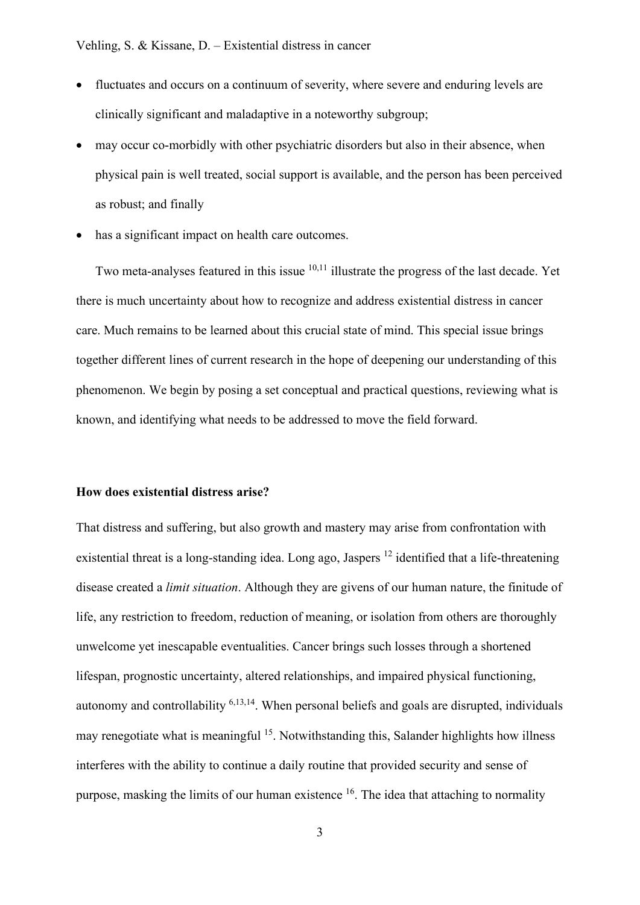- fluctuates and occurs on a continuum of severity, where severe and enduring levels are clinically significant and maladaptive in a noteworthy subgroup;
- may occur co-morbidly with other psychiatric disorders but also in their absence, when physical pain is well treated, social support is available, and the person has been perceived as robust; and finally
- has a significant impact on health care outcomes.

Two meta-analyses featured in this issue [10,11] illustrate the progress of the last decade. Yet there is much uncertainty about how to recognize and address existential distress in cancer care. Much remains to be learned about this crucial state of mind. This special issue brings together different lines of current research in the hope of deepening our understanding of this phenomenon. We begin by posing a set conceptual and practical questions, reviewing what is known, and identifying what needs to be addressed to move the field forward.

**How does existential distress arise?**

That distress and suffering, but also growth and mastery may arise from confrontation with existential threat is a long-standing idea. Long ago, Jaspers [12] identified that a life-threatening disease created a *limit situation*. Although they are givens of our human nature, the finitude of life, any restriction to freedom, reduction of meaning, or isolation from others are thoroughly unwelcome yet inescapable eventualities. Cancer brings such losses through a shortened lifespan, prognostic uncertainty, altered relationships, and impaired physical functioning, autonomy and controllability [6,13,14]. When personal beliefs and goals are disrupted, individuals may renegotiate what is meaningful [15]. Notwithstanding this, Salander highlights how illness interferes with the ability to continue a daily routine that provided security and sense of purpose, masking the limits of our human existence [16]. The idea that attaching to normality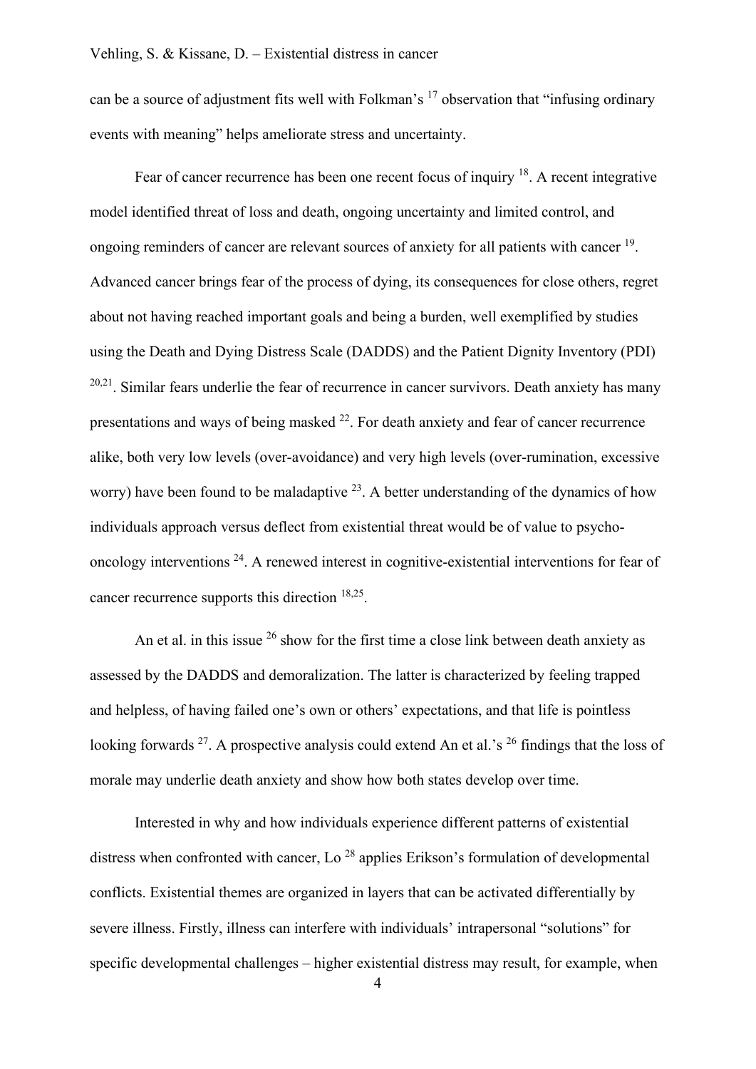can be a source of adjustment fits well with Folkman's [17] observation that "infusing ordinary events with meaning" helps ameliorate stress and uncertainty.

Fear of cancer recurrence has been one recent focus of inquiry [18]. A recent integrative model identified threat of loss and death, ongoing uncertainty and limited control, and ongoing reminders of cancer are relevant sources of anxiety for all patients with cancer [19]. Advanced cancer brings fear of the process of dying, its consequences for close others, regret about not having reached important goals and being a burden, well exemplified by studies using the Death and Dying Distress Scale (DADDS) and the Patient Dignity Inventory (PDI) [20,21]. Similar fears underlie the fear of recurrence in cancer survivors. Death anxiety has many presentations and ways of being masked [22]. For death anxiety and fear of cancer recurrence alike, both very low levels (over-avoidance) and very high levels (over-rumination, excessive worry) have been found to be maladaptive [23]. A better understanding of the dynamics of how individuals approach versus deflect from existential threat would be of value to psycho-oncology interventions [24]. A renewed interest in cognitive-existential interventions for fear of cancer recurrence supports this direction [18,25].

An et al. in this issue [26] show for the first time a close link between death anxiety as assessed by the DADDS and demoralization. The latter is characterized by feeling trapped and helpless, of having failed one's own or others' expectations, and that life is pointless looking forwards [27]. A prospective analysis could extend An et al.'s [26] findings that the loss of morale may underlie death anxiety and show how both states develop over time.

Interested in why and how individuals experience different patterns of existential distress when confronted with cancer, Lo [28] applies Erikson's formulation of developmental conflicts. Existential themes are organized in layers that can be activated differentially by severe illness. Firstly, illness can interfere with individuals' intrapersonal "solutions" for specific developmental challenges – higher existential distress may result, for example, when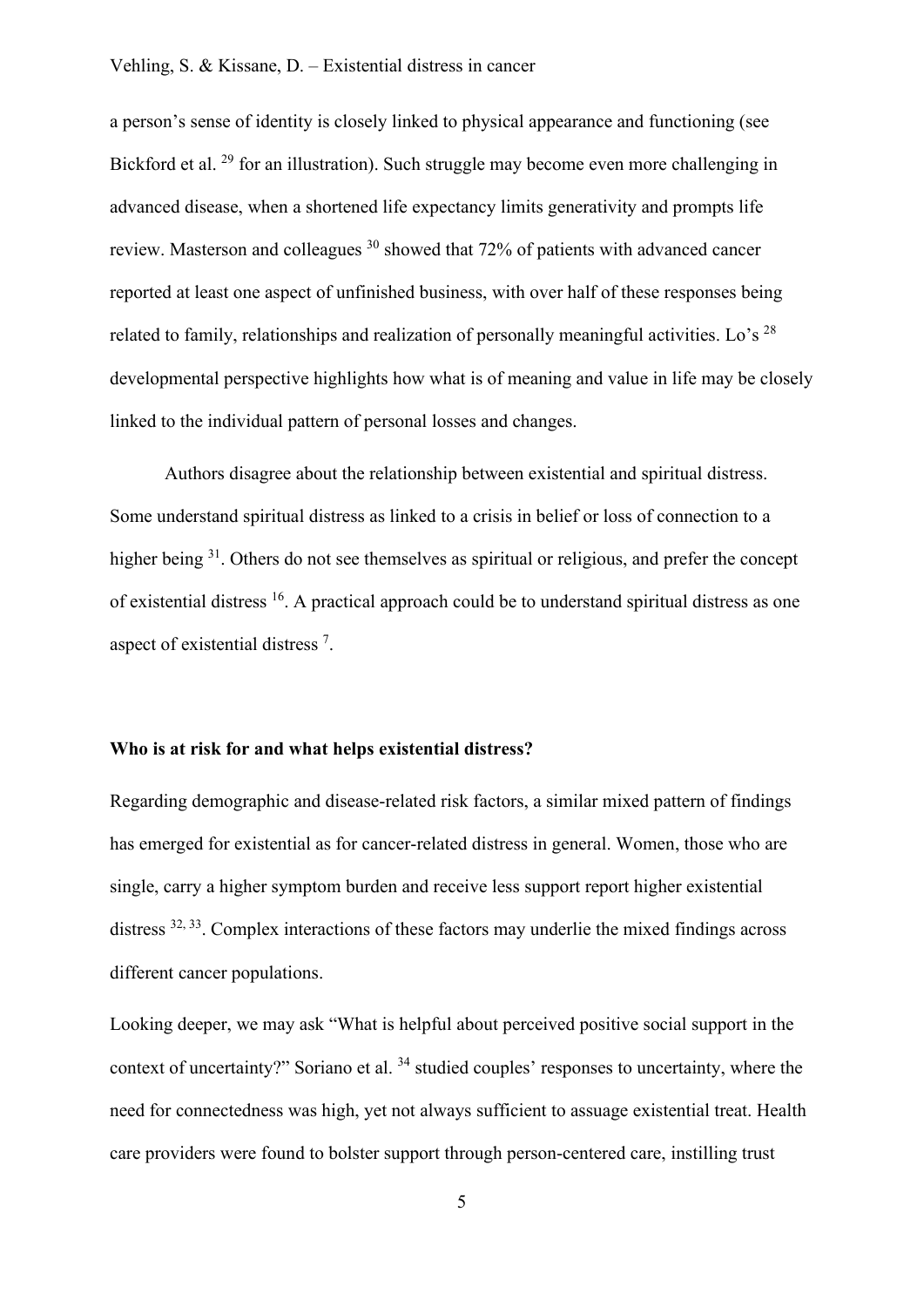a person's sense of identity is closely linked to physical appearance and functioning (see Bickford et al. [29] for an illustration). Such struggle may become even more challenging in advanced disease, when a shortened life expectancy limits generativity and prompts life review. Masterson and colleagues [30] showed that 72% of patients with advanced cancer reported at least one aspect of unfinished business, with over half of these responses being related to family, relationships and realization of personally meaningful activities. Lo's [28] developmental perspective highlights how what is of meaning and value in life may be closely linked to the individual pattern of personal losses and changes.

Authors disagree about the relationship between existential and spiritual distress. Some understand spiritual distress as linked to a crisis in belief or loss of connection to a higher being [31]. Others do not see themselves as spiritual or religious, and prefer the concept of existential distress [16]. A practical approach could be to understand spiritual distress as one aspect of existential distress [7].

**Who is at risk for and what helps existential distress?**

Regarding demographic and disease-related risk factors, a similar mixed pattern of findings has emerged for existential as for cancer-related distress in general. Women, those who are single, carry a higher symptom burden and receive less support report higher existential distress [32, 33]. Complex interactions of these factors may underlie the mixed findings across different cancer populations.

Looking deeper, we may ask "What is helpful about perceived positive social support in the context of uncertainty?" Soriano et al. [34] studied couples' responses to uncertainty, where the need for connectedness was high, yet not always sufficient to assuage existential treat. Health care providers were found to bolster support through person-centered care, instilling trust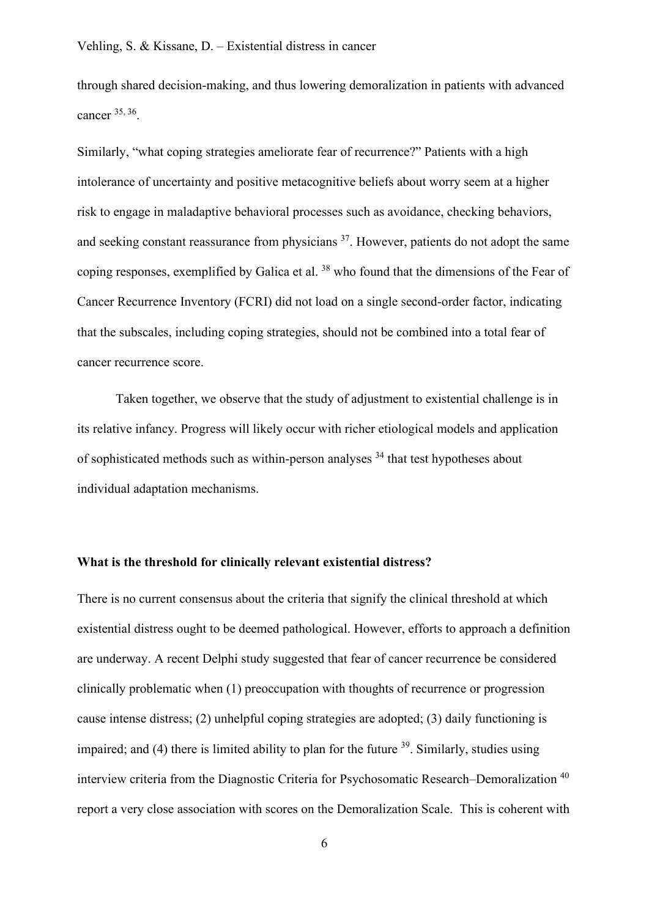through shared decision-making, and thus lowering demoralization in patients with advanced cancer [35, 36].

Similarly, "what coping strategies ameliorate fear of recurrence?" Patients with a high intolerance of uncertainty and positive metacognitive beliefs about worry seem at a higher risk to engage in maladaptive behavioral processes such as avoidance, checking behaviors, and seeking constant reassurance from physicians [37]. However, patients do not adopt the same coping responses, exemplified by Galica et al. [38] who found that the dimensions of the Fear of Cancer Recurrence Inventory (FCRI) did not load on a single second-order factor, indicating that the subscales, including coping strategies, should not be combined into a total fear of cancer recurrence score.

Taken together, we observe that the study of adjustment to existential challenge is in its relative infancy. Progress will likely occur with richer etiological models and application of sophisticated methods such as within-person analyses [34] that test hypotheses about individual adaptation mechanisms.

**What is the threshold for clinically relevant existential distress?**

There is no current consensus about the criteria that signify the clinical threshold at which existential distress ought to be deemed pathological. However, efforts to approach a definition are underway. A recent Delphi study suggested that fear of cancer recurrence be considered clinically problematic when (1) preoccupation with thoughts of recurrence or progression cause intense distress; (2) unhelpful coping strategies are adopted; (3) daily functioning is impaired; and (4) there is limited ability to plan for the future [39]. Similarly, studies using interview criteria from the Diagnostic Criteria for Psychosomatic Research–Demoralization [40] report a very close association with scores on the Demoralization Scale. This is coherent with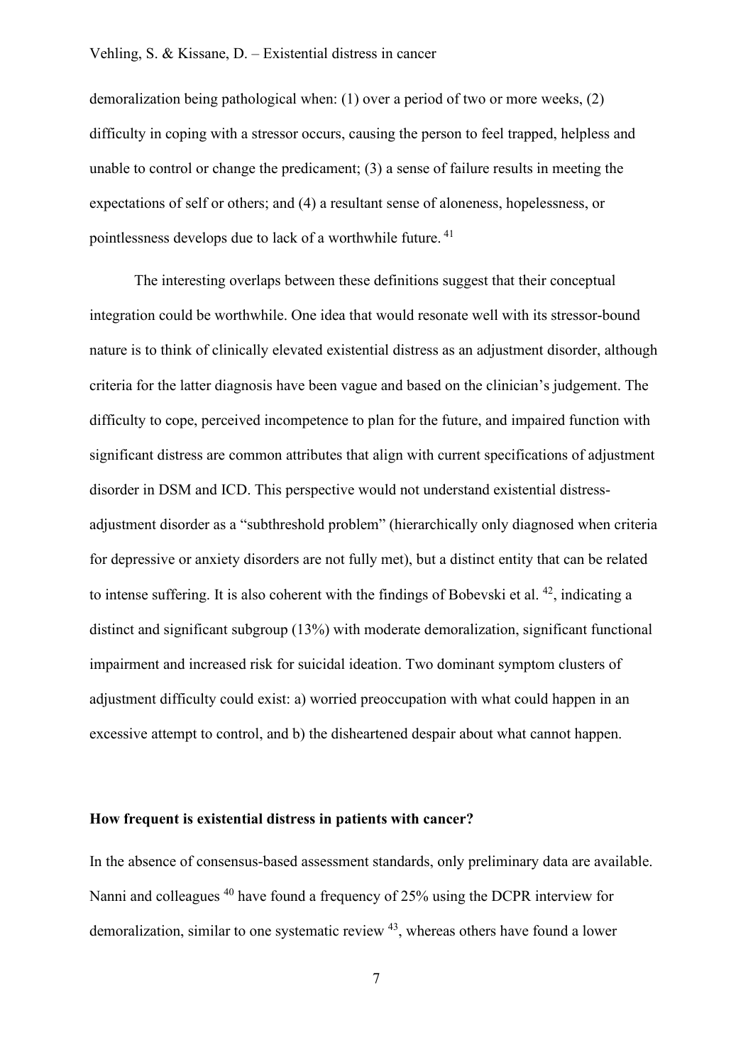demoralization being pathological when: (1) over a period of two or more weeks, (2) difficulty in coping with a stressor occurs, causing the person to feel trapped, helpless and unable to control or change the predicament; (3) a sense of failure results in meeting the expectations of self or others; and (4) a resultant sense of aloneness, hopelessness, or pointlessness develops due to lack of a worthwhile future. [41]

The interesting overlaps between these definitions suggest that their conceptual integration could be worthwhile. One idea that would resonate well with its stressor-bound nature is to think of clinically elevated existential distress as an adjustment disorder, although criteria for the latter diagnosis have been vague and based on the clinician's judgement. The difficulty to cope, perceived incompetence to plan for the future, and impaired function with significant distress are common attributes that align with current specifications of adjustment disorder in DSM and ICD. This perspective would not understand existential distress-adjustment disorder as a "subthreshold problem" (hierarchically only diagnosed when criteria for depressive or anxiety disorders are not fully met), but a distinct entity that can be related to intense suffering. It is also coherent with the findings of Bobevski et al. [42], indicating a distinct and significant subgroup (13%) with moderate demoralization, significant functional impairment and increased risk for suicidal ideation. Two dominant symptom clusters of adjustment difficulty could exist: a) worried preoccupation with what could happen in an excessive attempt to control, and b) the disheartened despair about what cannot happen.

**How frequent is existential distress in patients with cancer?**

In the absence of consensus-based assessment standards, only preliminary data are available. Nanni and colleagues [40] have found a frequency of 25% using the DCPR interview for demoralization, similar to one systematic review [43], whereas others have found a lower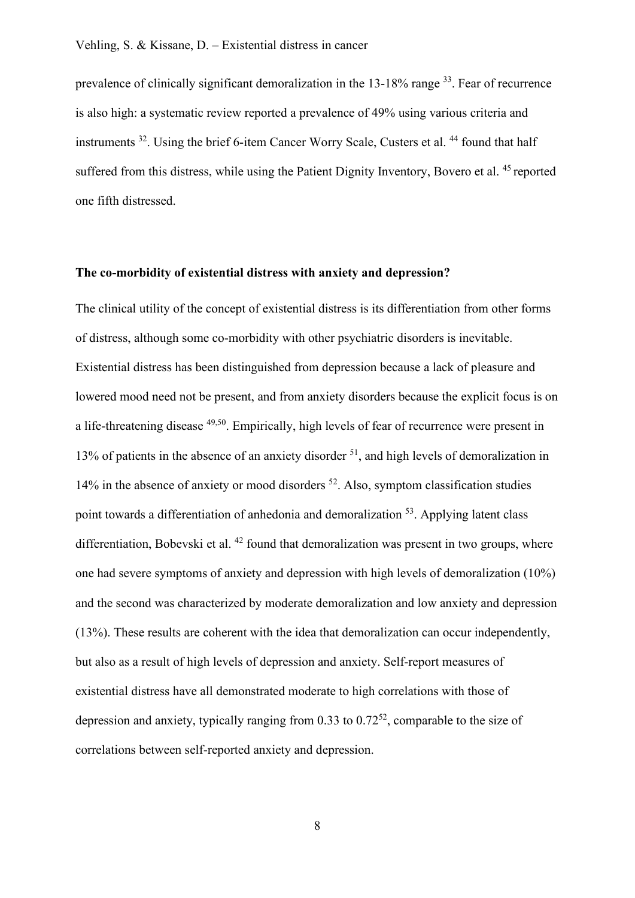prevalence of clinically significant demoralization in the 13-18% range [33]. Fear of recurrence is also high: a systematic review reported a prevalence of 49% using various criteria and instruments [32]. Using the brief 6-item Cancer Worry Scale, Custers et al. [44] found that half suffered from this distress, while using the Patient Dignity Inventory, Bovero et al. [45] reported one fifth distressed.

## The co-morbidity of existential distress with anxiety and depression?

The clinical utility of the concept of existential distress is its differentiation from other forms of distress, although some co-morbidity with other psychiatric disorders is inevitable. Existential distress has been distinguished from depression because a lack of pleasure and lowered mood need not be present, and from anxiety disorders because the explicit focus is on a life-threatening disease [49,50]. Empirically, high levels of fear of recurrence were present in 13% of patients in the absence of an anxiety disorder [51], and high levels of demoralization in 14% in the absence of anxiety or mood disorders [52]. Also, symptom classification studies point towards a differentiation of anhedonia and demoralization [53]. Applying latent class differentiation, Bobevski et al. [42] found that demoralization was present in two groups, where one had severe symptoms of anxiety and depression with high levels of demoralization (10%) and the second was characterized by moderate demoralization and low anxiety and depression (13%). These results are coherent with the idea that demoralization can occur independently, but also as a result of high levels of depression and anxiety. Self-report measures of existential distress have all demonstrated moderate to high correlations with those of depression and anxiety, typically ranging from 0.33 to 0.72[52], comparable to the size of correlations between self-reported anxiety and depression.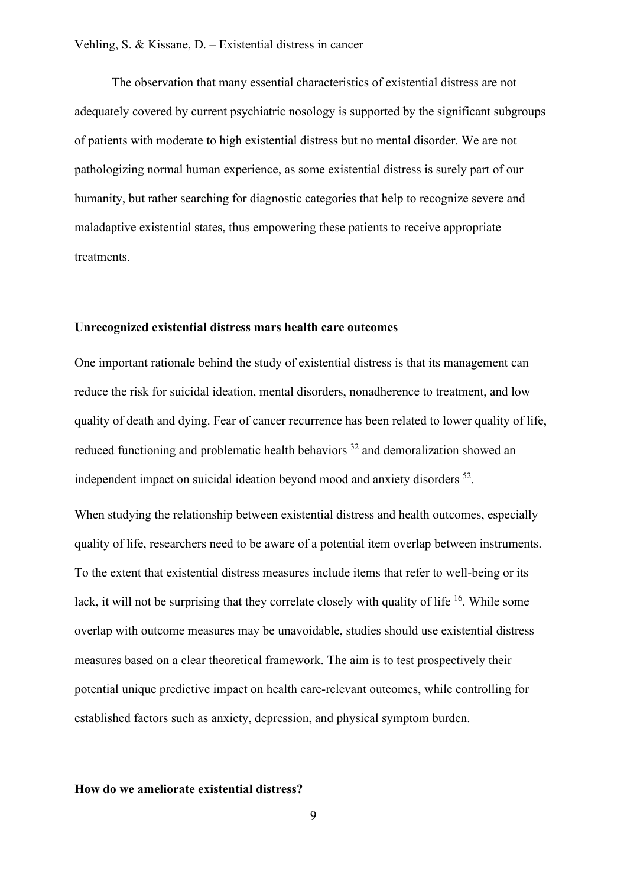The observation that many essential characteristics of existential distress are not adequately covered by current psychiatric nosology is supported by the significant subgroups of patients with moderate to high existential distress but no mental disorder. We are not pathologizing normal human experience, as some existential distress is surely part of our humanity, but rather searching for diagnostic categories that help to recognize severe and maladaptive existential states, thus empowering these patients to receive appropriate treatments.

### Unrecognized existential distress mars health care outcomes

One important rationale behind the study of existential distress is that its management can reduce the risk for suicidal ideation, mental disorders, nonadherence to treatment, and low quality of death and dying. Fear of cancer recurrence has been related to lower quality of life, reduced functioning and problematic health behaviors [32] and demoralization showed an independent impact on suicidal ideation beyond mood and anxiety disorders [52].

When studying the relationship between existential distress and health outcomes, especially quality of life, researchers need to be aware of a potential item overlap between instruments. To the extent that existential distress measures include items that refer to well-being or its lack, it will not be surprising that they correlate closely with quality of life [16]. While some overlap with outcome measures may be unavoidable, studies should use existential distress measures based on a clear theoretical framework. The aim is to test prospectively their potential unique predictive impact on health care-relevant outcomes, while controlling for established factors such as anxiety, depression, and physical symptom burden.

### How do we ameliorate existential distress?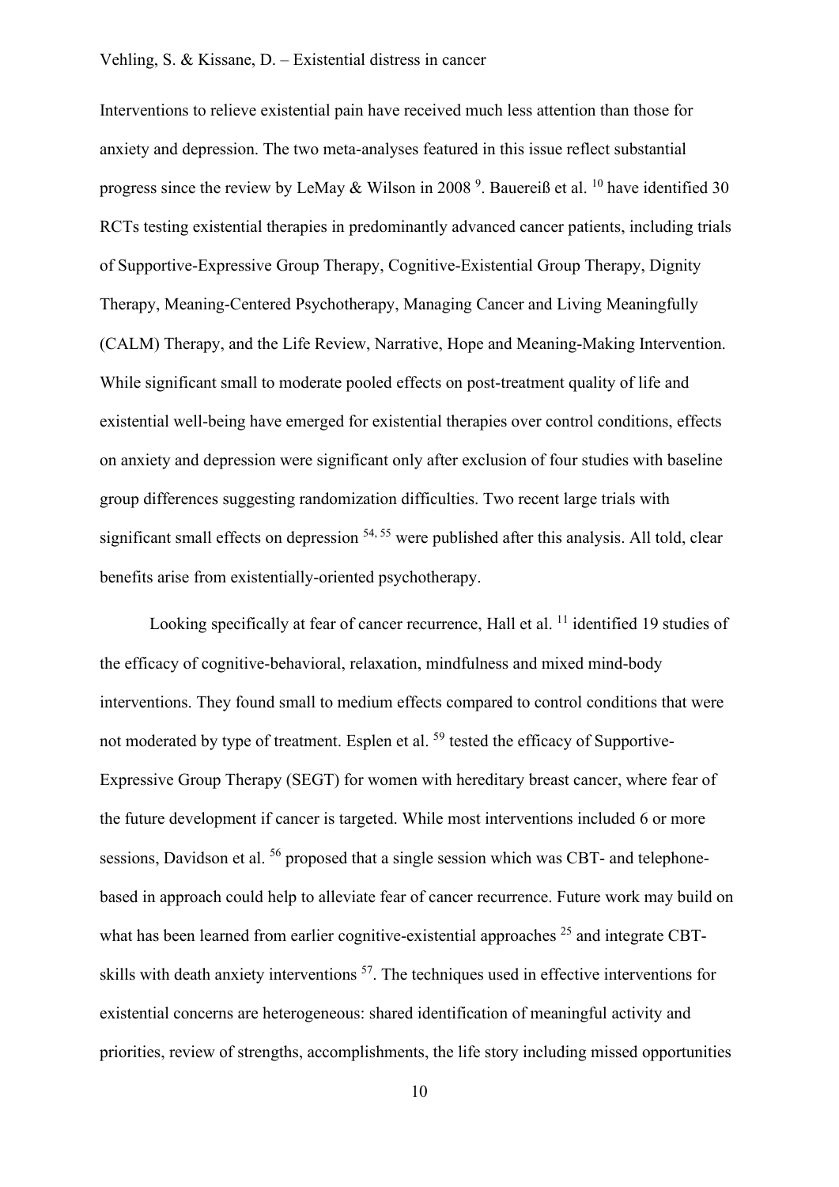Interventions to relieve existential pain have received much less attention than those for anxiety and depression. The two meta-analyses featured in this issue reflect substantial progress since the review by LeMay & Wilson in 2008 [9]. Bauereiß et al. [10] have identified 30 RCTs testing existential therapies in predominantly advanced cancer patients, including trials of Supportive-Expressive Group Therapy, Cognitive-Existential Group Therapy, Dignity Therapy, Meaning-Centered Psychotherapy, Managing Cancer and Living Meaningfully (CALM) Therapy, and the Life Review, Narrative, Hope and Meaning-Making Intervention. While significant small to moderate pooled effects on post-treatment quality of life and existential well-being have emerged for existential therapies over control conditions, effects on anxiety and depression were significant only after exclusion of four studies with baseline group differences suggesting randomization difficulties. Two recent large trials with significant small effects on depression [54, 55] were published after this analysis. All told, clear benefits arise from existentially-oriented psychotherapy.

Looking specifically at fear of cancer recurrence, Hall et al. [11] identified 19 studies of the efficacy of cognitive-behavioral, relaxation, mindfulness and mixed mind-body interventions. They found small to medium effects compared to control conditions that were not moderated by type of treatment. Esplen et al. [59] tested the efficacy of Supportive-Expressive Group Therapy (SEGT) for women with hereditary breast cancer, where fear of the future development if cancer is targeted. While most interventions included 6 or more sessions, Davidson et al. [56] proposed that a single session which was CBT- and telephone-based in approach could help to alleviate fear of cancer recurrence. Future work may build on what has been learned from earlier cognitive-existential approaches [25] and integrate CBT-skills with death anxiety interventions [57]. The techniques used in effective interventions for existential concerns are heterogeneous: shared identification of meaningful activity and priorities, review of strengths, accomplishments, the life story including missed opportunities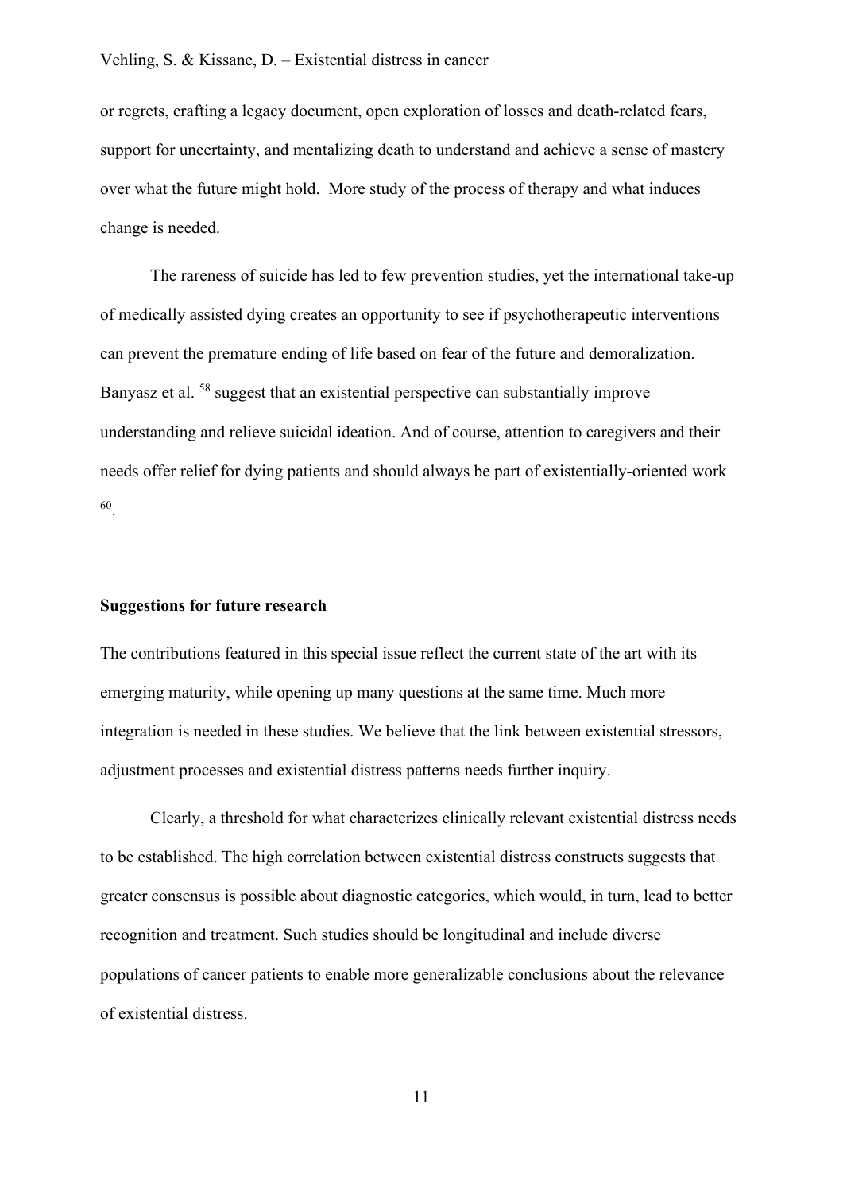or regrets, crafting a legacy document, open exploration of losses and death-related fears, support for uncertainty, and mentalizing death to understand and achieve a sense of mastery over what the future might hold. More study of the process of therapy and what induces change is needed.

The rareness of suicide has led to few prevention studies, yet the international take-up of medically assisted dying creates an opportunity to see if psychotherapeutic interventions can prevent the premature ending of life based on fear of the future and demoralization. Banyasz et al. [58] suggest that an existential perspective can substantially improve understanding and relieve suicidal ideation. And of course, attention to caregivers and their needs offer relief for dying patients and should always be part of existentially-oriented work [60].

**Suggestions for future research**

The contributions featured in this special issue reflect the current state of the art with its emerging maturity, while opening up many questions at the same time. Much more integration is needed in these studies. We believe that the link between existential stressors, adjustment processes and existential distress patterns needs further inquiry.

Clearly, a threshold for what characterizes clinically relevant existential distress needs to be established. The high correlation between existential distress constructs suggests that greater consensus is possible about diagnostic categories, which would, in turn, lead to better recognition and treatment. Such studies should be longitudinal and include diverse populations of cancer patients to enable more generalizable conclusions about the relevance of existential distress.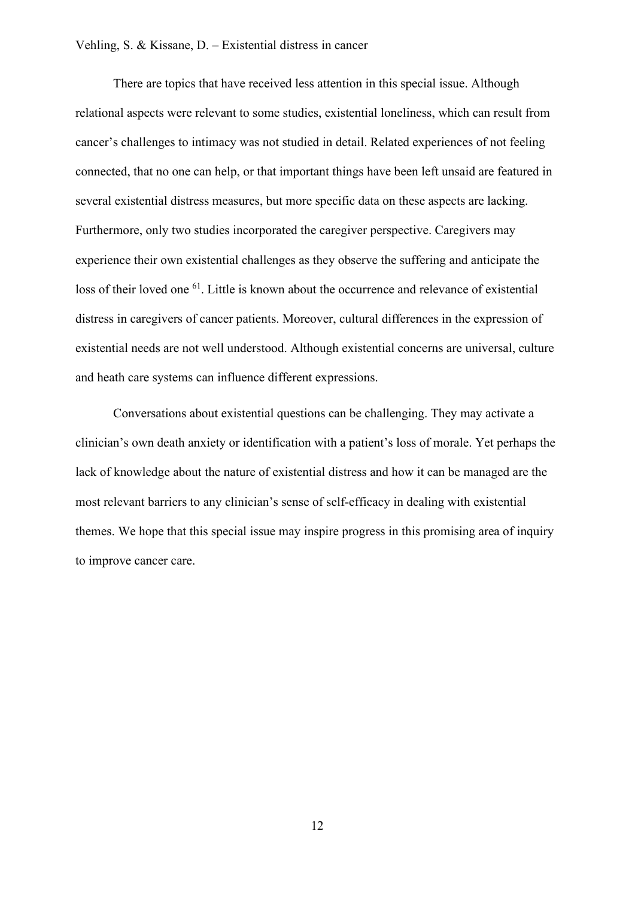There are topics that have received less attention in this special issue. Although relational aspects were relevant to some studies, existential loneliness, which can result from cancer's challenges to intimacy was not studied in detail. Related experiences of not feeling connected, that no one can help, or that important things have been left unsaid are featured in several existential distress measures, but more specific data on these aspects are lacking. Furthermore, only two studies incorporated the caregiver perspective. Caregivers may experience their own existential challenges as they observe the suffering and anticipate the loss of their loved one [61]. Little is known about the occurrence and relevance of existential distress in caregivers of cancer patients. Moreover, cultural differences in the expression of existential needs are not well understood. Although existential concerns are universal, culture and heath care systems can influence different expressions.

Conversations about existential questions can be challenging. They may activate a clinician's own death anxiety or identification with a patient's loss of morale. Yet perhaps the lack of knowledge about the nature of existential distress and how it can be managed are the most relevant barriers to any clinician's sense of self-efficacy in dealing with existential themes. We hope that this special issue may inspire progress in this promising area of inquiry to improve cancer care.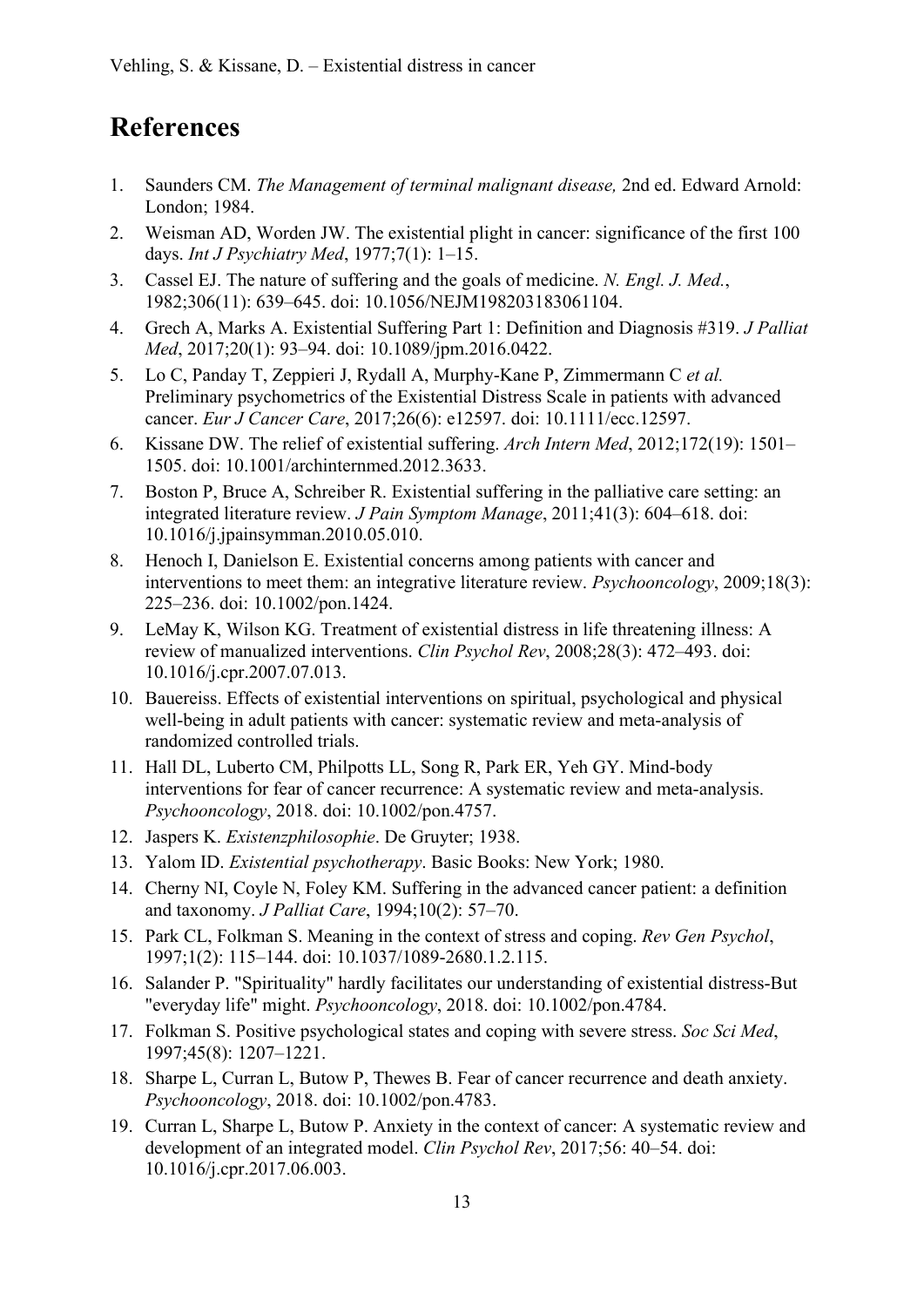# References

1. Saunders CM. *The Management of terminal malignant disease,* 2nd ed. Edward Arnold: London; 1984.
2. Weisman AD, Worden JW. The existential plight in cancer: significance of the first 100 days. *Int J Psychiatry Med*, 1977;7(1): 1–15.
3. Cassel EJ. The nature of suffering and the goals of medicine. *N. Engl. J. Med.*, 1982;306(11): 639–645. doi: 10.1056/NEJM198203183061104.
4. Grech A, Marks A. Existential Suffering Part 1: Definition and Diagnosis #319. *J Palliat Med*, 2017;20(1): 93–94. doi: 10.1089/jpm.2016.0422.
5. Lo C, Panday T, Zeppieri J, Rydall A, Murphy-Kane P, Zimmermann C *et al.* Preliminary psychometrics of the Existential Distress Scale in patients with advanced cancer. *Eur J Cancer Care*, 2017;26(6): e12597. doi: 10.1111/ecc.12597.
6. Kissane DW. The relief of existential suffering. *Arch Intern Med*, 2012;172(19): 1501–1505. doi: 10.1001/archinternmed.2012.3633.
7. Boston P, Bruce A, Schreiber R. Existential suffering in the palliative care setting: an integrated literature review. *J Pain Symptom Manage*, 2011;41(3): 604–618. doi: 10.1016/j.jpainsymman.2010.05.010.
8. Henoch I, Danielson E. Existential concerns among patients with cancer and interventions to meet them: an integrative literature review. *Psychooncology*, 2009;18(3): 225–236. doi: 10.1002/pon.1424.
9. LeMay K, Wilson KG. Treatment of existential distress in life threatening illness: A review of manualized interventions. *Clin Psychol Rev*, 2008;28(3): 472–493. doi: 10.1016/j.cpr.2007.07.013.
10. Bauereiss. Effects of existential interventions on spiritual, psychological and physical well-being in adult patients with cancer: systematic review and meta-analysis of randomized controlled trials.
11. Hall DL, Luberto CM, Philpotts LL, Song R, Park ER, Yeh GY. Mind-body interventions for fear of cancer recurrence: A systematic review and meta-analysis. *Psychooncology*, 2018. doi: 10.1002/pon.4757.
12. Jaspers K. *Existenzphilosophie*. De Gruyter; 1938.
13. Yalom ID. *Existential psychotherapy*. Basic Books: New York; 1980.
14. Cherny NI, Coyle N, Foley KM. Suffering in the advanced cancer patient: a definition and taxonomy. *J Palliat Care*, 1994;10(2): 57–70.
15. Park CL, Folkman S. Meaning in the context of stress and coping. *Rev Gen Psychol*, 1997;1(2): 115–144. doi: 10.1037/1089-2680.1.2.115.
16. Salander P. "Spirituality" hardly facilitates our understanding of existential distress-But "everyday life" might. *Psychooncology*, 2018. doi: 10.1002/pon.4784.
17. Folkman S. Positive psychological states and coping with severe stress. *Soc Sci Med*, 1997;45(8): 1207–1221.
18. Sharpe L, Curran L, Butow P, Thewes B. Fear of cancer recurrence and death anxiety. *Psychooncology*, 2018. doi: 10.1002/pon.4783.
19. Curran L, Sharpe L, Butow P. Anxiety in the context of cancer: A systematic review and development of an integrated model. *Clin Psychol Rev*, 2017;56: 40–54. doi: 10.1016/j.cpr.2017.06.003.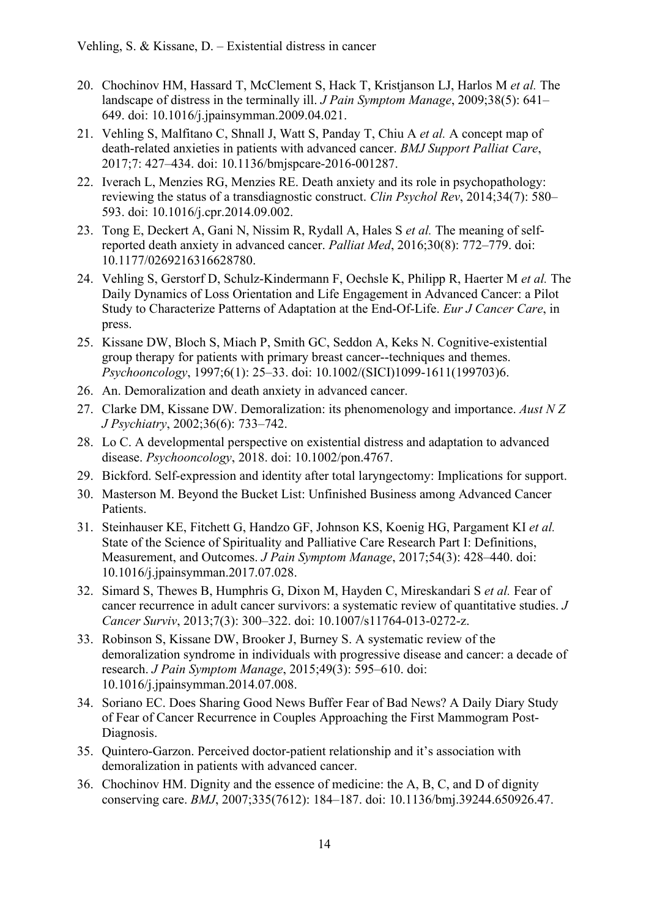20. Chochinov HM, Hassard T, McClement S, Hack T, Kristjanson LJ, Harlos M *et al.* The landscape of distress in the terminally ill. *J Pain Symptom Manage*, 2009;38(5): 641–649. doi: 10.1016/j.jpainsymman.2009.04.021.
21. Vehling S, Malfitano C, Shnall J, Watt S, Panday T, Chiu A *et al.* A concept map of death-related anxieties in patients with advanced cancer. *BMJ Support Palliat Care*, 2017;7: 427–434. doi: 10.1136/bmjspcare-2016-001287.
22. Iverach L, Menzies RG, Menzies RE. Death anxiety and its role in psychopathology: reviewing the status of a transdiagnostic construct. *Clin Psychol Rev*, 2014;34(7): 580–593. doi: 10.1016/j.cpr.2014.09.002.
23. Tong E, Deckert A, Gani N, Nissim R, Rydall A, Hales S *et al.* The meaning of self-reported death anxiety in advanced cancer. *Palliat Med*, 2016;30(8): 772–779. doi: 10.1177/0269216316628780.
24. Vehling S, Gerstorf D, Schulz-Kindermann F, Oechsle K, Philipp R, Haerter M *et al.* The Daily Dynamics of Loss Orientation and Life Engagement in Advanced Cancer: a Pilot Study to Characterize Patterns of Adaptation at the End-Of-Life. *Eur J Cancer Care*, in press.
25. Kissane DW, Bloch S, Miach P, Smith GC, Seddon A, Keks N. Cognitive-existential group therapy for patients with primary breast cancer--techniques and themes. *Psychooncology*, 1997;6(1): 25–33. doi: 10.1002/(SICI)1099-1611(199703)6.
26. An. Demoralization and death anxiety in advanced cancer.
27. Clarke DM, Kissane DW. Demoralization: its phenomenology and importance. *Aust N Z J Psychiatry*, 2002;36(6): 733–742.
28. Lo C. A developmental perspective on existential distress and adaptation to advanced disease. *Psychooncology*, 2018. doi: 10.1002/pon.4767.
29. Bickford. Self-expression and identity after total laryngectomy: Implications for support.
30. Masterson M. Beyond the Bucket List: Unfinished Business among Advanced Cancer Patients.
31. Steinhauser KE, Fitchett G, Handzo GF, Johnson KS, Koenig HG, Pargament KI *et al.* State of the Science of Spirituality and Palliative Care Research Part I: Definitions, Measurement, and Outcomes. *J Pain Symptom Manage*, 2017;54(3): 428–440. doi: 10.1016/j.jpainsymman.2017.07.028.
32. Simard S, Thewes B, Humphris G, Dixon M, Hayden C, Mireskandari S *et al.* Fear of cancer recurrence in adult cancer survivors: a systematic review of quantitative studies. *J Cancer Surviv*, 2013;7(3): 300–322. doi: 10.1007/s11764-013-0272-z.
33. Robinson S, Kissane DW, Brooker J, Burney S. A systematic review of the demoralization syndrome in individuals with progressive disease and cancer: a decade of research. *J Pain Symptom Manage*, 2015;49(3): 595–610. doi: 10.1016/j.jpainsymman.2014.07.008.
34. Soriano EC. Does Sharing Good News Buffer Fear of Bad News? A Daily Diary Study of Fear of Cancer Recurrence in Couples Approaching the First Mammogram Post-Diagnosis.
35. Quintero-Garzon. Perceived doctor-patient relationship and it's association with demoralization in patients with advanced cancer.
36. Chochinov HM. Dignity and the essence of medicine: the A, B, C, and D of dignity conserving care. *BMJ*, 2007;335(7612): 184–187. doi: 10.1136/bmj.39244.650926.47.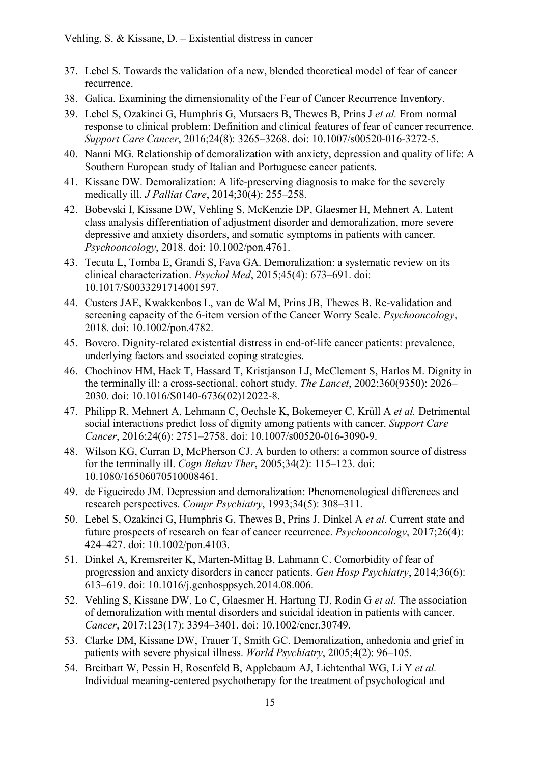37. Lebel S. Towards the validation of a new, blended theoretical model of fear of cancer recurrence.
38. Galica. Examining the dimensionality of the Fear of Cancer Recurrence Inventory.
39. Lebel S, Ozakinci G, Humphris G, Mutsaers B, Thewes B, Prins J *et al.* From normal response to clinical problem: Definition and clinical features of fear of cancer recurrence. *Support Care Cancer*, 2016;24(8): 3265–3268. doi: 10.1007/s00520-016-3272-5.
40. Nanni MG. Relationship of demoralization with anxiety, depression and quality of life: A Southern European study of Italian and Portuguese cancer patients.
41. Kissane DW. Demoralization: A life-preserving diagnosis to make for the severely medically ill. *J Palliat Care*, 2014;30(4): 255–258.
42. Bobevski I, Kissane DW, Vehling S, McKenzie DP, Glaesmer H, Mehnert A. Latent class analysis differentiation of adjustment disorder and demoralization, more severe depressive and anxiety disorders, and somatic symptoms in patients with cancer. *Psychooncology*, 2018. doi: 10.1002/pon.4761.
43. Tecuta L, Tomba E, Grandi S, Fava GA. Demoralization: a systematic review on its clinical characterization. *Psychol Med*, 2015;45(4): 673–691. doi: 10.1017/S0033291714001597.
44. Custers JAE, Kwakkenbos L, van de Wal M, Prins JB, Thewes B. Re-validation and screening capacity of the 6-item version of the Cancer Worry Scale. *Psychooncology*, 2018. doi: 10.1002/pon.4782.
45. Bovero. Dignity-related existential distress in end-of-life cancer patients: prevalence, underlying factors and ssociated coping strategies.
46. Chochinov HM, Hack T, Hassard T, Kristjanson LJ, McClement S, Harlos M. Dignity in the terminally ill: a cross-sectional, cohort study. *The Lancet*, 2002;360(9350): 2026–2030. doi: 10.1016/S0140-6736(02)12022-8.
47. Philipp R, Mehnert A, Lehmann C, Oechsle K, Bokemeyer C, Krüll A *et al.* Detrimental social interactions predict loss of dignity among patients with cancer. *Support Care Cancer*, 2016;24(6): 2751–2758. doi: 10.1007/s00520-016-3090-9.
48. Wilson KG, Curran D, McPherson CJ. A burden to others: a common source of distress for the terminally ill. *Cogn Behav Ther*, 2005;34(2): 115–123. doi: 10.1080/16506070510008461.
49. de Figueiredo JM. Depression and demoralization: Phenomenological differences and research perspectives. *Compr Psychiatry*, 1993;34(5): 308–311.
50. Lebel S, Ozakinci G, Humphris G, Thewes B, Prins J, Dinkel A *et al.* Current state and future prospects of research on fear of cancer recurrence. *Psychooncology*, 2017;26(4): 424–427. doi: 10.1002/pon.4103.
51. Dinkel A, Kremsreiter K, Marten-Mittag B, Lahmann C. Comorbidity of fear of progression and anxiety disorders in cancer patients. *Gen Hosp Psychiatry*, 2014;36(6): 613–619. doi: 10.1016/j.genhosppsych.2014.08.006.
52. Vehling S, Kissane DW, Lo C, Glaesmer H, Hartung TJ, Rodin G *et al.* The association of demoralization with mental disorders and suicidal ideation in patients with cancer. *Cancer*, 2017;123(17): 3394–3401. doi: 10.1002/cncr.30749.
53. Clarke DM, Kissane DW, Trauer T, Smith GC. Demoralization, anhedonia and grief in patients with severe physical illness. *World Psychiatry*, 2005;4(2): 96–105.
54. Breitbart W, Pessin H, Rosenfeld B, Applebaum AJ, Lichtenthal WG, Li Y *et al.* Individual meaning-centered psychotherapy for the treatment of psychological and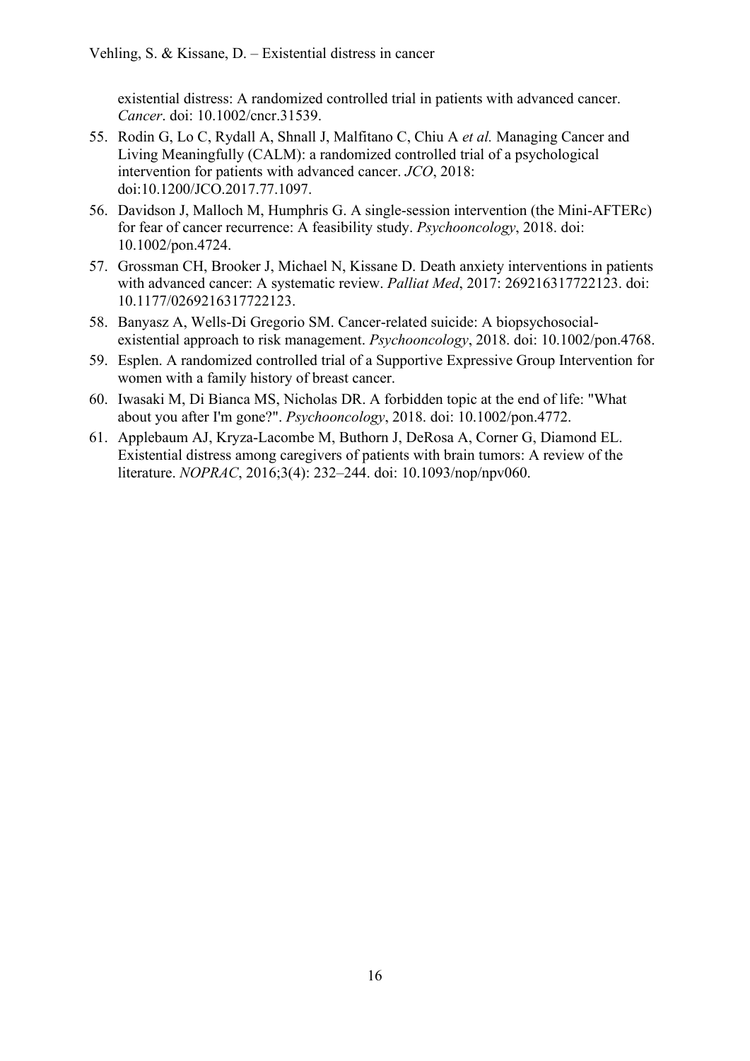existential distress: A randomized controlled trial in patients with advanced cancer. *Cancer*. doi: 10.1002/cncr.31539.

55. Rodin G, Lo C, Rydall A, Shnall J, Malfitano C, Chiu A *et al.* Managing Cancer and Living Meaningfully (CALM): a randomized controlled trial of a psychological intervention for patients with advanced cancer. *JCO*, 2018: doi:10.1200/JCO.2017.77.1097.
56. Davidson J, Malloch M, Humphris G. A single-session intervention (the Mini-AFTERc) for fear of cancer recurrence: A feasibility study. *Psychooncology*, 2018. doi: 10.1002/pon.4724.
57. Grossman CH, Brooker J, Michael N, Kissane D. Death anxiety interventions in patients with advanced cancer: A systematic review. *Palliat Med*, 2017: 269216317722123. doi: 10.1177/0269216317722123.
58. Banyasz A, Wells-Di Gregorio SM. Cancer-related suicide: A biopsychosocial-existential approach to risk management. *Psychooncology*, 2018. doi: 10.1002/pon.4768.
59. Esplen. A randomized controlled trial of a Supportive Expressive Group Intervention for women with a family history of breast cancer.
60. Iwasaki M, Di Bianca MS, Nicholas DR. A forbidden topic at the end of life: "What about you after I'm gone?". *Psychooncology*, 2018. doi: 10.1002/pon.4772.
61. Applebaum AJ, Kryza-Lacombe M, Buthorn J, DeRosa A, Corner G, Diamond EL. Existential distress among caregivers of patients with brain tumors: A review of the literature. *NOPRAC*, 2016;3(4): 232–244. doi: 10.1093/nop/npv060.